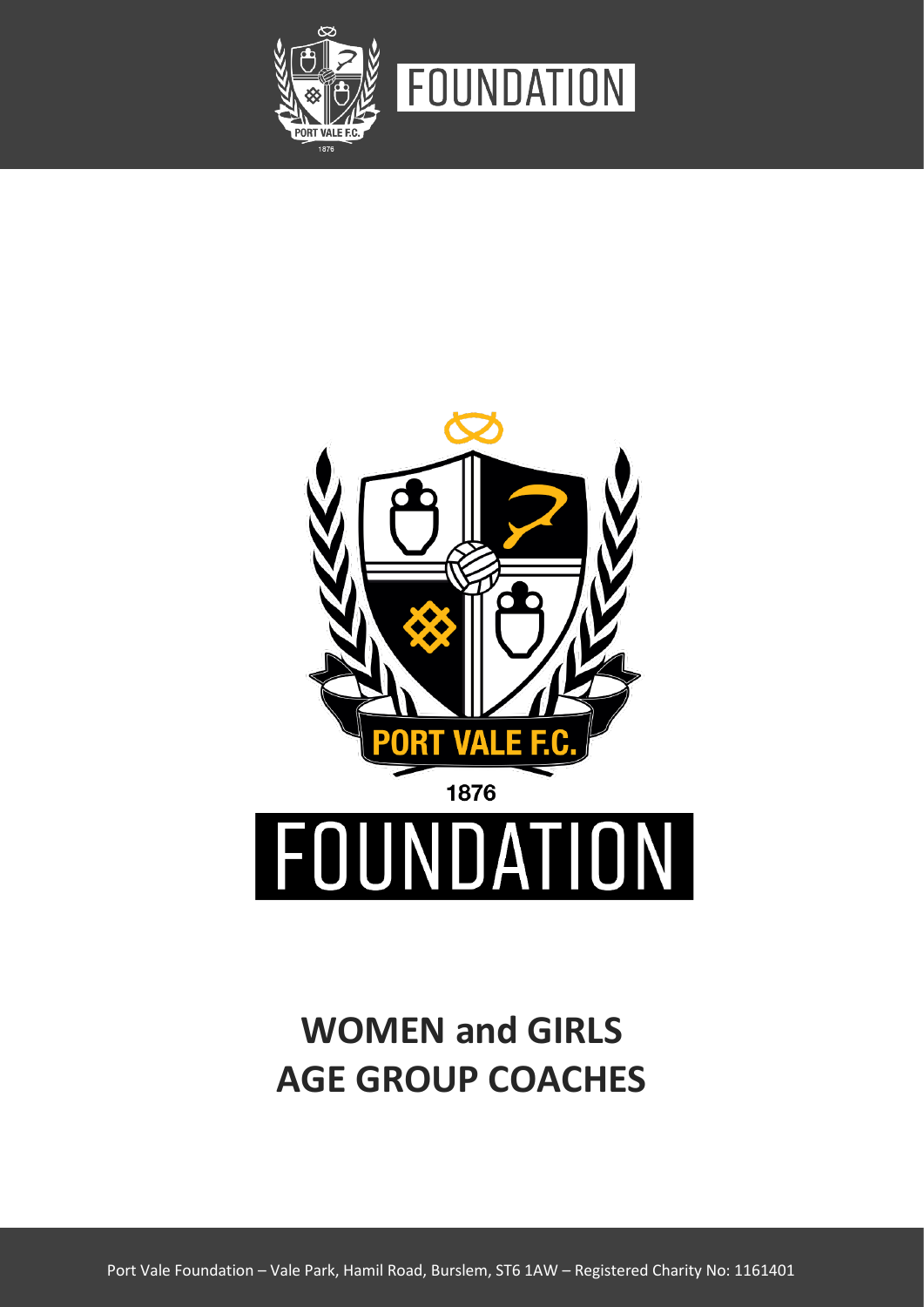FOUNDATION

PORT VALE F.C.

1876

FOUNDATION

# WOMEN and GIRLS AGE GROUP COACHES

Port Vale Foundation – Vale Park, Hamil Road, Burslem, ST6 1AW – Registered Charity No: 1161401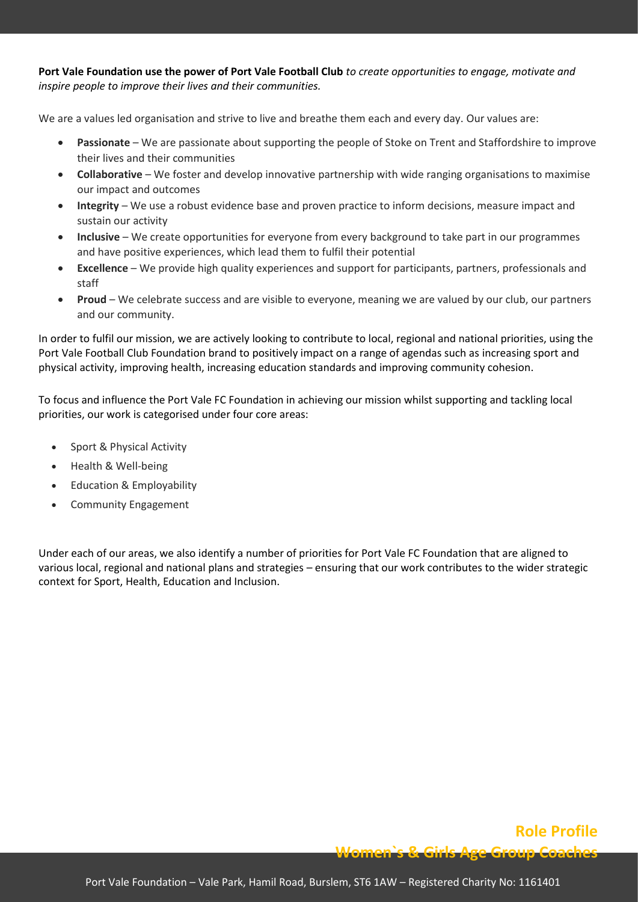**Port Vale Foundation use the power of Port Vale Football Club** *to create opportunities to engage, motivate and inspire people to improve their lives and their communities.*

We are a values led organisation and strive to live and breathe them each and every day. Our values are:

- **Passionate** – We are passionate about supporting the people of Stoke on Trent and Staffordshire to improve their lives and their communities
- **Collaborative** – We foster and develop innovative partnership with wide ranging organisations to maximise our impact and outcomes
- **Integrity** – We use a robust evidence base and proven practice to inform decisions, measure impact and sustain our activity
- **Inclusive** – We create opportunities for everyone from every background to take part in our programmes and have positive experiences, which lead them to fulfil their potential
- **Excellence** – We provide high quality experiences and support for participants, partners, professionals and staff
- **Proud** – We celebrate success and are visible to everyone, meaning we are valued by our club, our partners and our community.

In order to fulfil our mission, we are actively looking to contribute to local, regional and national priorities, using the Port Vale Football Club Foundation brand to positively impact on a range of agendas such as increasing sport and physical activity, improving health, increasing education standards and improving community cohesion.

To focus and influence the Port Vale FC Foundation in achieving our mission whilst supporting and tackling local priorities, our work is categorised under four core areas:

- Sport & Physical Activity
- Health & Well-being
- Education & Employability
- Community Engagement

Under each of our areas, we also identify a number of priorities for Port Vale FC Foundation that are aligned to various local, regional and national plans and strategies – ensuring that our work contributes to the wider strategic context for Sport, Health, Education and Inclusion.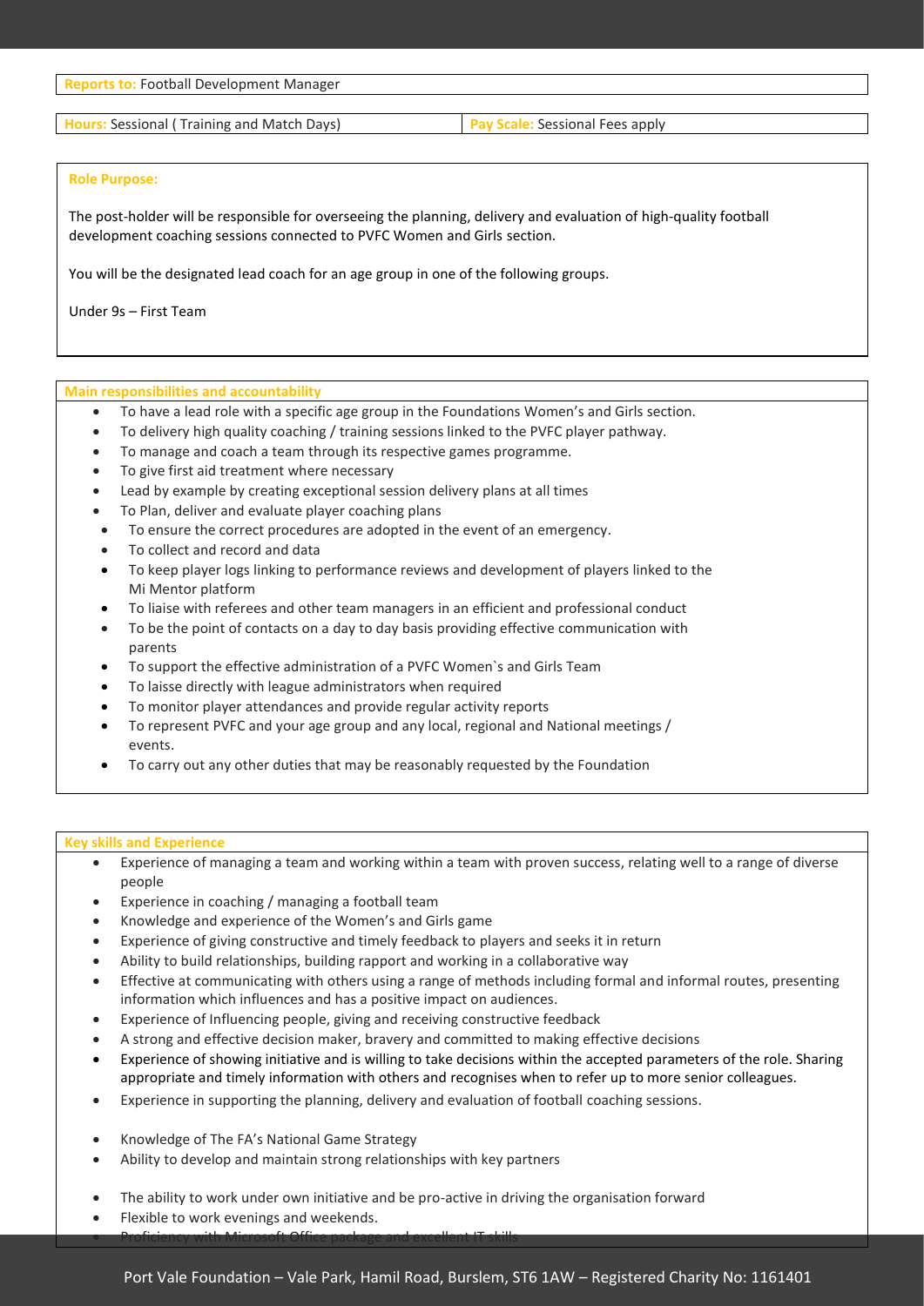**Reports to:** Football Development Manager

| **Hours:** Sessional ( Training and Match Days) | **Pay Scale:** Sessional Fees apply |
|---|---|

**Role Purpose:**

The post-holder will be responsible for overseeing the planning, delivery and evaluation of high-quality football development coaching sessions connected to PVFC Women and Girls section.

You will be the designated lead coach for an age group in one of the following groups.

Under 9s – First Team

**Main responsibilities and accountability**

- To have a lead role with a specific age group in the Foundations Women's and Girls section.
- To delivery high quality coaching / training sessions linked to the PVFC player pathway.
- To manage and coach a team through its respective games programme.
- To give first aid treatment where necessary
- Lead by example by creating exceptional session delivery plans at all times
- To Plan, deliver and evaluate player coaching plans
- To ensure the correct procedures are adopted in the event of an emergency.
- To collect and record and data
- To keep player logs linking to performance reviews and development of players linked to the Mi Mentor platform
- To liaise with referees and other team managers in an efficient and professional conduct
- To be the point of contacts on a day to day basis providing effective communication with parents
- To support the effective administration of a PVFC Women`s and Girls Team
- To laisse directly with league administrators when required
- To monitor player attendances and provide regular activity reports
- To represent PVFC and your age group and any local, regional and National meetings / events.
- To carry out any other duties that may be reasonably requested by the Foundation

**Key skills and Experience**

- Experience of managing a team and working within a team with proven success, relating well to a range of diverse people
- Experience in coaching / managing a football team
- Knowledge and experience of the Women's and Girls game
- Experience of giving constructive and timely feedback to players and seeks it in return
- Ability to build relationships, building rapport and working in a collaborative way
- Effective at communicating with others using a range of methods including formal and informal routes, presenting information which influences and has a positive impact on audiences.
- Experience of Influencing people, giving and receiving constructive feedback
- A strong and effective decision maker, bravery and committed to making effective decisions
- Experience of showing initiative and is willing to take decisions within the accepted parameters of the role. Sharing appropriate and timely information with others and recognises when to refer up to more senior colleagues.
- Experience in supporting the planning, delivery and evaluation of football coaching sessions.
- Knowledge of The FA's National Game Strategy
- Ability to develop and maintain strong relationships with key partners
- The ability to work under own initiative and be pro-active in driving the organisation forward
- Flexible to work evenings and weekends.
- Proficiency with Microsoft Office package and excellent IT skills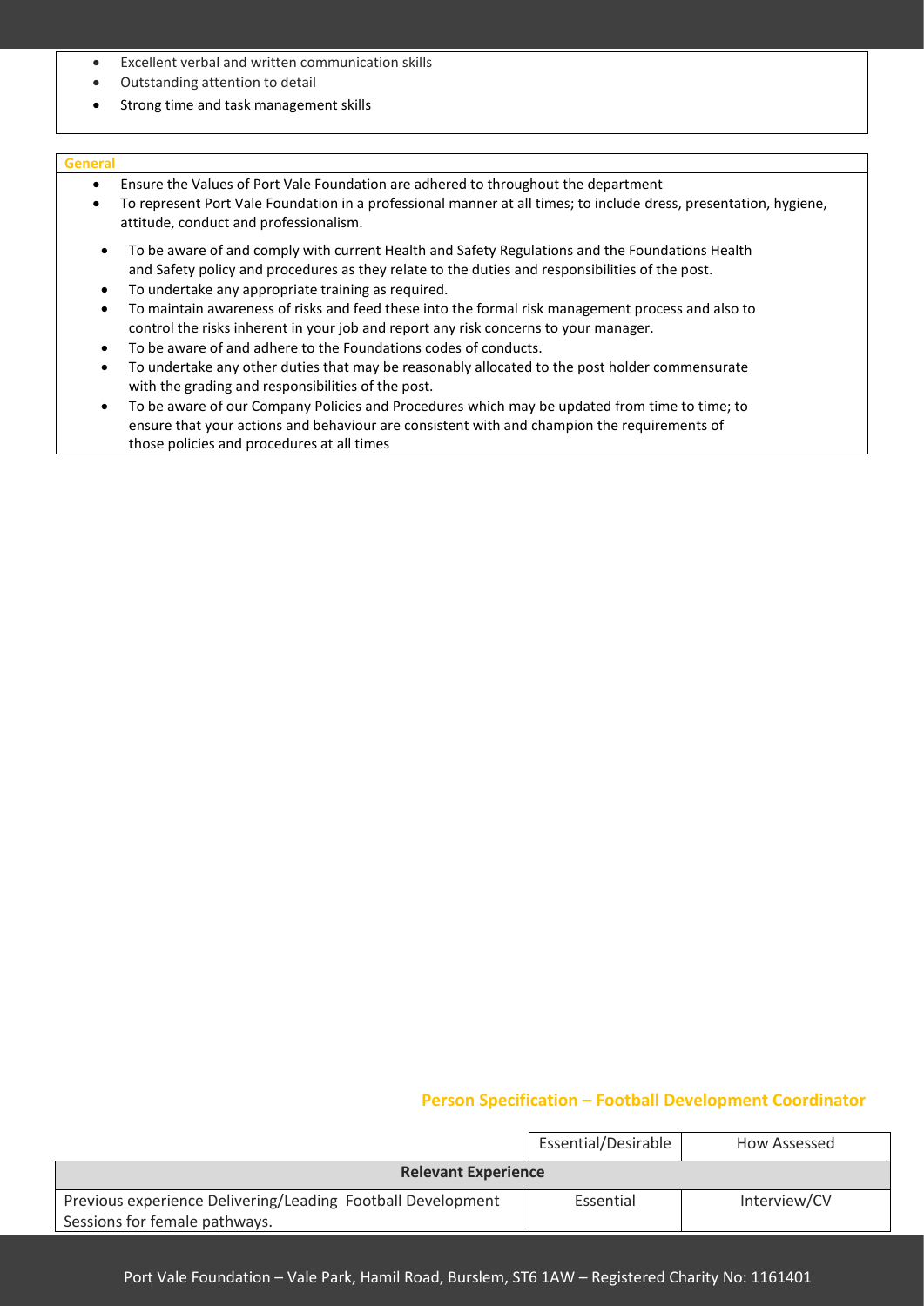- Excellent verbal and written communication skills
- Outstanding attention to detail
- Strong time and task management skills

**General**

- Ensure the Values of Port Vale Foundation are adhered to throughout the department
- To represent Port Vale Foundation in a professional manner at all times; to include dress, presentation, hygiene, attitude, conduct and professionalism.
- To be aware of and comply with current Health and Safety Regulations and the Foundations Health and Safety policy and procedures as they relate to the duties and responsibilities of the post.
- To undertake any appropriate training as required.
- To maintain awareness of risks and feed these into the formal risk management process and also to control the risks inherent in your job and report any risk concerns to your manager.
- To be aware of and adhere to the Foundations codes of conducts.
- To undertake any other duties that may be reasonably allocated to the post holder commensurate with the grading and responsibilities of the post.
- To be aware of our Company Policies and Procedures which may be updated from time to time; to ensure that your actions and behaviour are consistent with and champion the requirements of those policies and procedures at all times

## Person Specification – Football Development Coordinator

| | Essential/Desirable | How Assessed |
|---|---|---|
| **Relevant Experience** | | |
| Previous experience Delivering/Leading Football Development Sessions for female pathways. | Essential | Interview/CV |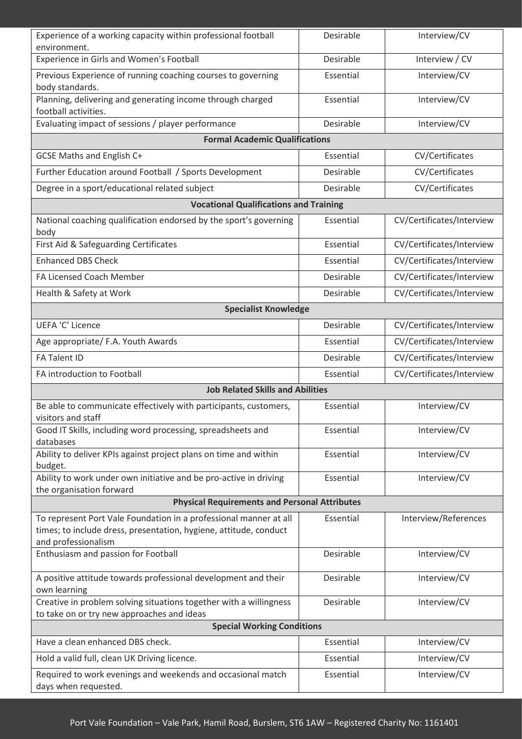| | | |
|---|---|---|
| Experience of a working capacity within professional football environment. | Desirable | Interview/CV |
| Experience in Girls and Women's Football | Desirable | Interview / CV |
| Previous Experience of running coaching courses to governing body standards. | Essential | Interview/CV |
| Planning, delivering and generating income through charged football activities. | Essential | Interview/CV |
| Evaluating impact of sessions / player performance | Desirable | Interview/CV |
| **Formal Academic Qualifications** | | |
| GCSE Maths and English C+ | Essential | CV/Certificates |
| Further Education around Football / Sports Development | Desirable | CV/Certificates |
| Degree in a sport/educational related subject | Desirable | CV/Certificates |
| **Vocational Qualifications and Training** | | |
| National coaching qualification endorsed by the sport's governing body | Essential | CV/Certificates/Interview |
| First Aid & Safeguarding Certificates | Essential | CV/Certificates/Interview |
| Enhanced DBS Check | Essential | CV/Certificates/Interview |
| FA Licensed Coach Member | Desirable | CV/Certificates/Interview |
| Health & Safety at Work | Desirable | CV/Certificates/Interview |
| **Specialist Knowledge** | | |
| UEFA 'C' Licence | Desirable | CV/Certificates/Interview |
| Age appropriate/ F.A. Youth Awards | Essential | CV/Certificates/Interview |
| FA Talent ID | Desirable | CV/Certificates/Interview |
| FA introduction to Football | Essential | CV/Certificates/Interview |
| **Job Related Skills and Abilities** | | |
| Be able to communicate effectively with participants, customers, visitors and staff | Essential | Interview/CV |
| Good IT Skills, including word processing, spreadsheets and databases | Essential | Interview/CV |
| Ability to deliver KPIs against project plans on time and within budget. | Essential | Interview/CV |
| Ability to work under own initiative and be pro-active in driving the organisation forward | Essential | Interview/CV |
| **Physical Requirements and Personal Attributes** | | |
| To represent Port Vale Foundation in a professional manner at all times; to include dress, presentation, hygiene, attitude, conduct and professionalism | Essential | Interview/References |
| Enthusiasm and passion for Football | Desirable | Interview/CV |
| A positive attitude towards professional development and their own learning | Desirable | Interview/CV |
| Creative in problem solving situations together with a willingness to take on or try new approaches and ideas | Desirable | Interview/CV |
| **Special Working Conditions** | | |
| Have a clean enhanced DBS check. | Essential | Interview/CV |
| Hold a valid full, clean UK Driving licence. | Essential | Interview/CV |
| Required to work evenings and weekends and occasional match days when requested. | Essential | Interview/CV |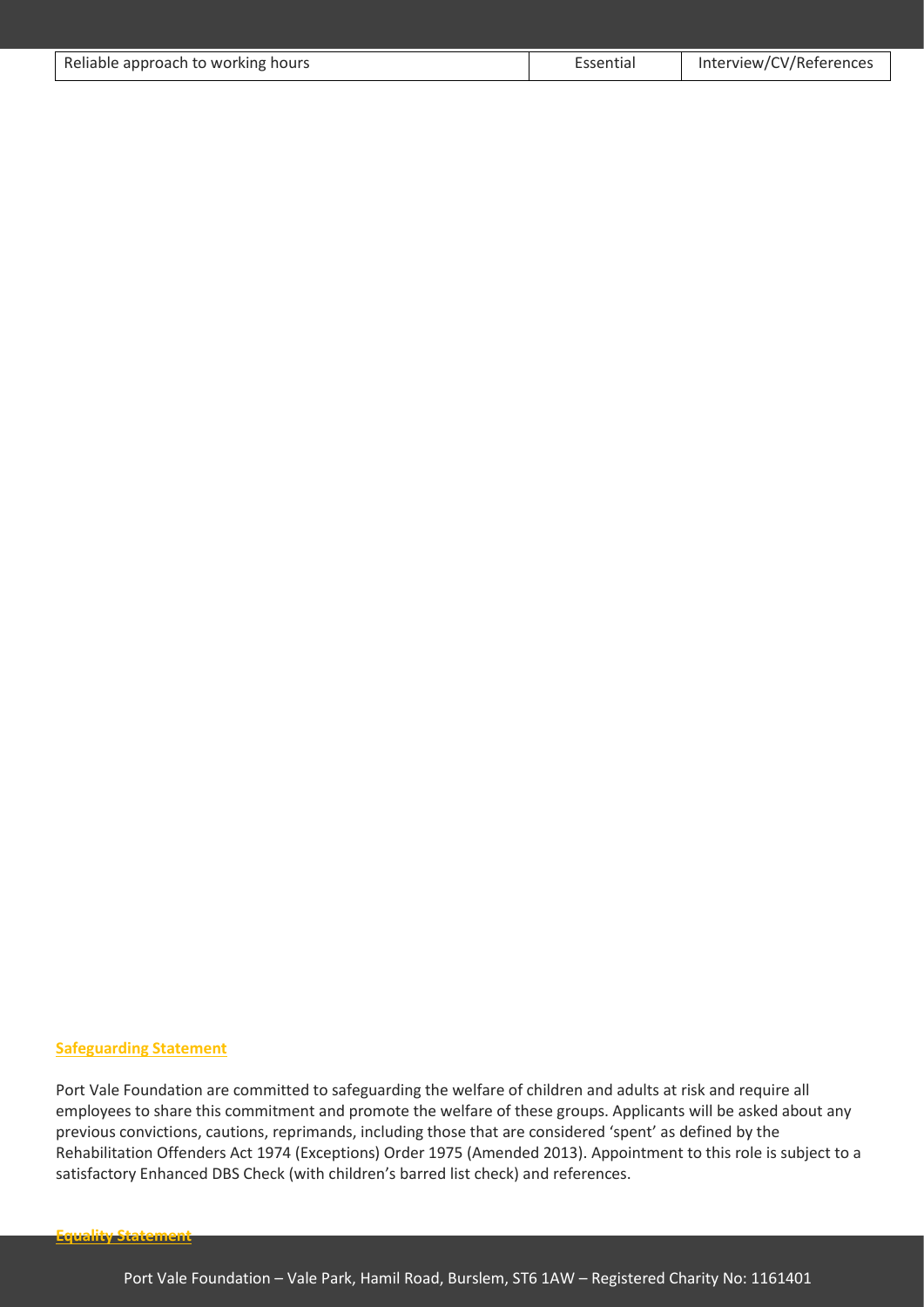| Reliable approach to working hours | Essential | Interview/CV/References |
|---|---|---|

**Safeguarding Statement**

Port Vale Foundation are committed to safeguarding the welfare of children and adults at risk and require all employees to share this commitment and promote the welfare of these groups. Applicants will be asked about any previous convictions, cautions, reprimands, including those that are considered 'spent' as defined by the Rehabilitation Offenders Act 1974 (Exceptions) Order 1975 (Amended 2013). Appointment to this role is subject to a satisfactory Enhanced DBS Check (with children's barred list check) and references.

**Equality Statement**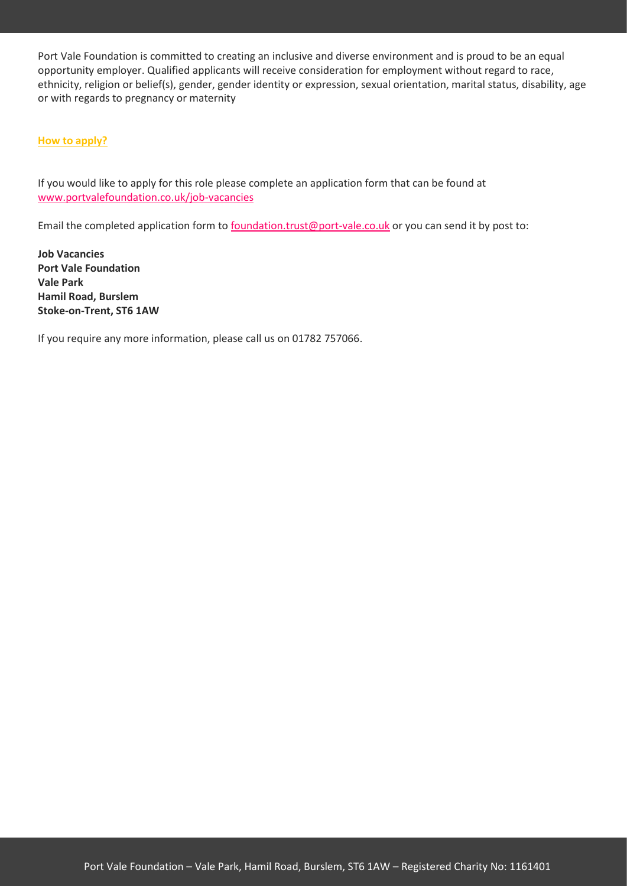Port Vale Foundation is committed to creating an inclusive and diverse environment and is proud to be an equal opportunity employer. Qualified applicants will receive consideration for employment without regard to race, ethnicity, religion or belief(s), gender, gender identity or expression, sexual orientation, marital status, disability, age or with regards to pregnancy or maternity

## How to apply?

If you would like to apply for this role please complete an application form that can be found at www.portvalefoundation.co.uk/job-vacancies

Email the completed application form to foundation.trust@port-vale.co.uk or you can send it by post to:

**Job Vacancies**
**Port Vale Foundation**
**Vale Park**
**Hamil Road, Burslem**
**Stoke-on-Trent, ST6 1AW**

If you require any more information, please call us on 01782 757066.